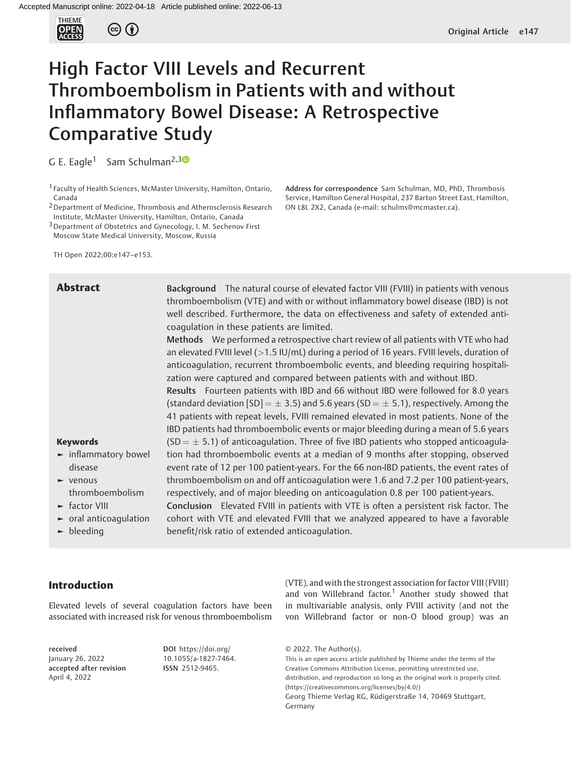# High Factor VIII Levels and Recurrent Thromboembolism in Patients with and without Inflammatory Bowel Disease: A Retrospective Comparative Study

G E. Eagle[1] Sam Schulman[2,3]

[1] Faculty of Health Sciences, McMaster University, Hamilton, Ontario, Canada

[2] Department of Medicine, Thrombosis and Atherosclerosis Research Institute, McMaster University, Hamilton, Ontario, Canada

[3] Department of Obstetrics and Gynecology, I. M. Sechenov First Moscow State Medical University, Moscow, Russia

**Address for correspondence** Sam Schulman, MD, PhD, Thrombosis Service, Hamilton General Hospital, 237 Barton Street East, Hamilton, ON L8L 2X2, Canada (e-mail: schulms@mcmaster.ca).

TH Open 2022;00:e147–e153.

## Abstract

**Background** The natural course of elevated factor VIII (FVIII) in patients with venous thromboembolism (VTE) and with or without inflammatory bowel disease (IBD) is not well described. Furthermore, the data on effectiveness and safety of extended anticoagulation in these patients are limited.

**Methods** We performed a retrospective chart review of all patients with VTE who had an elevated FVIII level (>1.5 IU/mL) during a period of 16 years. FVIII levels, duration of anticoagulation, recurrent thromboembolic events, and bleeding requiring hospitalization were captured and compared between patients with and without IBD.

**Results** Fourteen patients with IBD and 66 without IBD were followed for 8.0 years (standard deviation [SD] = ± 3.5) and 5.6 years (SD = ± 5.1), respectively. Among the 41 patients with repeat levels, FVIII remained elevated in most patients. None of the IBD patients had thromboembolic events or major bleeding during a mean of 5.6 years (SD = ± 5.1) of anticoagulation. Three of five IBD patients who stopped anticoagulation had thromboembolic events at a median of 9 months after stopping, observed event rate of 12 per 100 patient-years. For the 66 non-IBD patients, the event rates of thromboembolism on and off anticoagulation were 1.6 and 7.2 per 100 patient-years, respectively, and of major bleeding on anticoagulation 0.8 per 100 patient-years.

**Conclusion** Elevated FVIII in patients with VTE is often a persistent risk factor. The cohort with VTE and elevated FVIII that we analyzed appeared to have a favorable benefit/risk ratio of extended anticoagulation.

**Keywords**

- inflammatory bowel disease
- venous thromboembolism
- factor VIII
- oral anticoagulation
- bleeding

## Introduction

Elevated levels of several coagulation factors have been associated with increased risk for venous thromboembolism (VTE), and with the strongest association for factor VIII (FVIII) and von Willebrand factor.[1] Another study showed that in multivariable analysis, only FVIII activity (and not the von Willebrand factor or non-O blood group) was an

received January 26, 2022
accepted after revision April 4, 2022

DOI https://doi.org/10.1055/a-1827-7464.
ISSN 2512-9465.

© 2022. The Author(s).
This is an open access article published by Thieme under the terms of the Creative Commons Attribution License, permitting unrestricted use, distribution, and reproduction so long as the original work is properly cited. (https://creativecommons.org/licenses/by/4.0/)
Georg Thieme Verlag KG, Rüdigerstraße 14, 70469 Stuttgart, Germany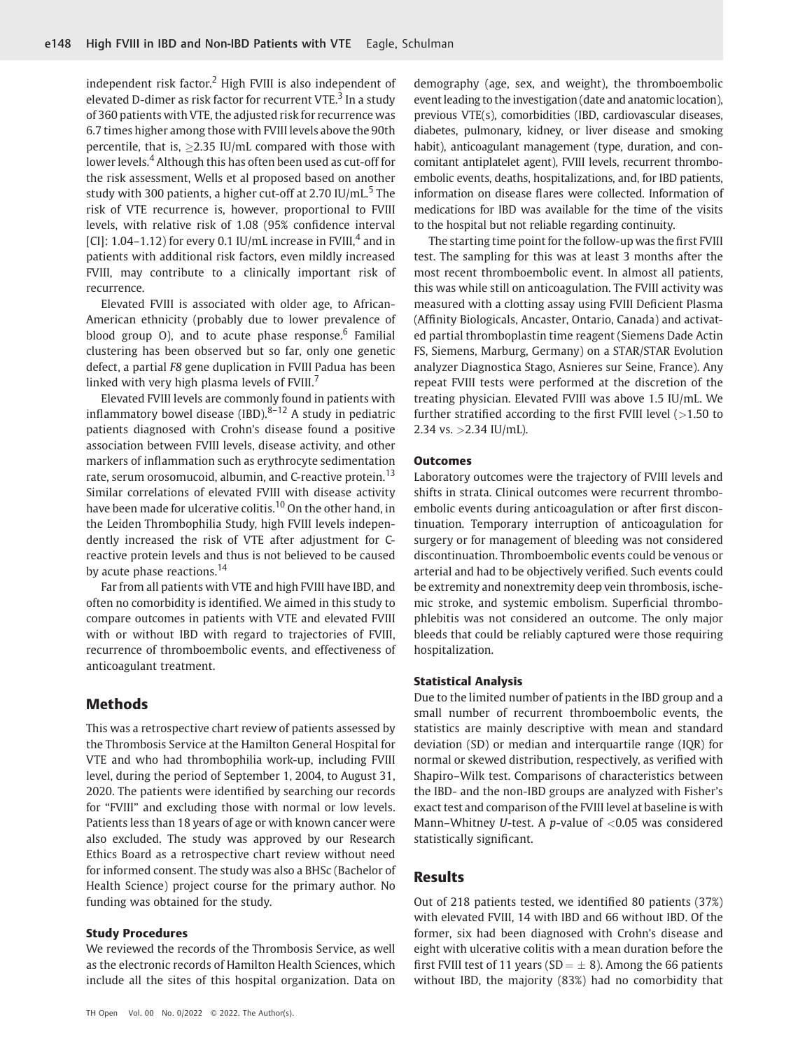independent risk factor.[2] High FVIII is also independent of elevated D-dimer as risk factor for recurrent VTE.[3] In a study of 360 patients with VTE, the adjusted risk for recurrence was 6.7 times higher among those with FVIII levels above the 90th percentile, that is, ≥2.35 IU/mL compared with those with lower levels.[4] Although this has often been used as cut-off for the risk assessment, Wells et al proposed based on another study with 300 patients, a higher cut-off at 2.70 IU/mL.[5] The risk of VTE recurrence is, however, proportional to FVIII levels, with relative risk of 1.08 (95% confidence interval [CI]: 1.04–1.12) for every 0.1 IU/mL increase in FVIII,[4] and in patients with additional risk factors, even mildly increased FVIII, may contribute to a clinically important risk of recurrence.

Elevated FVIII is associated with older age, to African-American ethnicity (probably due to lower prevalence of blood group O), and to acute phase response.[6] Familial clustering has been observed but so far, only one genetic defect, a partial *F8* gene duplication in FVIII Padua has been linked with very high plasma levels of FVIII.[7]

Elevated FVIII levels are commonly found in patients with inflammatory bowel disease (IBD).[8–12] A study in pediatric patients diagnosed with Crohn's disease found a positive association between FVIII levels, disease activity, and other markers of inflammation such as erythrocyte sedimentation rate, serum orosomucoid, albumin, and C-reactive protein.[13] Similar correlations of elevated FVIII with disease activity have been made for ulcerative colitis.[10] On the other hand, in the Leiden Thrombophilia Study, high FVIII levels independently increased the risk of VTE after adjustment for C-reactive protein levels and thus is not believed to be caused by acute phase reactions.[14]

Far from all patients with VTE and high FVIII have IBD, and often no comorbidity is identified. We aimed in this study to compare outcomes in patients with VTE and elevated FVIII with or without IBD with regard to trajectories of FVIII, recurrence of thromboembolic events, and effectiveness of anticoagulant treatment.

## Methods

This was a retrospective chart review of patients assessed by the Thrombosis Service at the Hamilton General Hospital for VTE and who had thrombophilia work-up, including FVIII level, during the period of September 1, 2004, to August 31, 2020. The patients were identified by searching our records for "FVIII" and excluding those with normal or low levels. Patients less than 18 years of age or with known cancer were also excluded. The study was approved by our Research Ethics Board as a retrospective chart review without need for informed consent. The study was also a BHSc (Bachelor of Health Science) project course for the primary author. No funding was obtained for the study.

### Study Procedures

We reviewed the records of the Thrombosis Service, as well as the electronic records of Hamilton Health Sciences, which include all the sites of this hospital organization. Data on demography (age, sex, and weight), the thromboembolic event leading to the investigation (date and anatomic location), previous VTE(s), comorbidities (IBD, cardiovascular diseases, diabetes, pulmonary, kidney, or liver disease and smoking habit), anticoagulant management (type, duration, and concomitant antiplatelet agent), FVIII levels, recurrent thromboembolic events, deaths, hospitalizations, and, for IBD patients, information on disease flares were collected. Information of medications for IBD was available for the time of the visits to the hospital but not reliable regarding continuity.

The starting time point for the follow-up was the first FVIII test. The sampling for this was at least 3 months after the most recent thromboembolic event. In almost all patients, this was while still on anticoagulation. The FVIII activity was measured with a clotting assay using FVIII Deficient Plasma (Affinity Biologicals, Ancaster, Ontario, Canada) and activated partial thromboplastin time reagent (Siemens Dade Actin FS, Siemens, Marburg, Germany) on a STAR/STAR Evolution analyzer Diagnostica Stago, Asnieres sur Seine, France). Any repeat FVIII tests were performed at the discretion of the treating physician. Elevated FVIII was above 1.5 IU/mL. We further stratified according to the first FVIII level (>1.50 to 2.34 vs. >2.34 IU/mL).

### Outcomes

Laboratory outcomes were the trajectory of FVIII levels and shifts in strata. Clinical outcomes were recurrent thromboembolic events during anticoagulation or after first discontinuation. Temporary interruption of anticoagulation for surgery or for management of bleeding was not considered discontinuation. Thromboembolic events could be venous or arterial and had to be objectively verified. Such events could be extremity and nonextremity deep vein thrombosis, ischemic stroke, and systemic embolism. Superficial thrombophlebitis was not considered an outcome. The only major bleeds that could be reliably captured were those requiring hospitalization.

### Statistical Analysis

Due to the limited number of patients in the IBD group and a small number of recurrent thromboembolic events, the statistics are mainly descriptive with mean and standard deviation (SD) or median and interquartile range (IQR) for normal or skewed distribution, respectively, as verified with Shapiro–Wilk test. Comparisons of characteristics between the IBD- and the non-IBD groups are analyzed with Fisher's exact test and comparison of the FVIII level at baseline is with Mann–Whitney *U*-test. A *p*-value of $<0.05$ was considered statistically significant.

## Results

Out of 218 patients tested, we identified 80 patients (37%) with elevated FVIII, 14 with IBD and 66 without IBD. Of the former, six had been diagnosed with Crohn's disease and eight with ulcerative colitis with a mean duration before the first FVIII test of 11 years (SD = ± 8). Among the 66 patients without IBD, the majority (83%) had no comorbidity that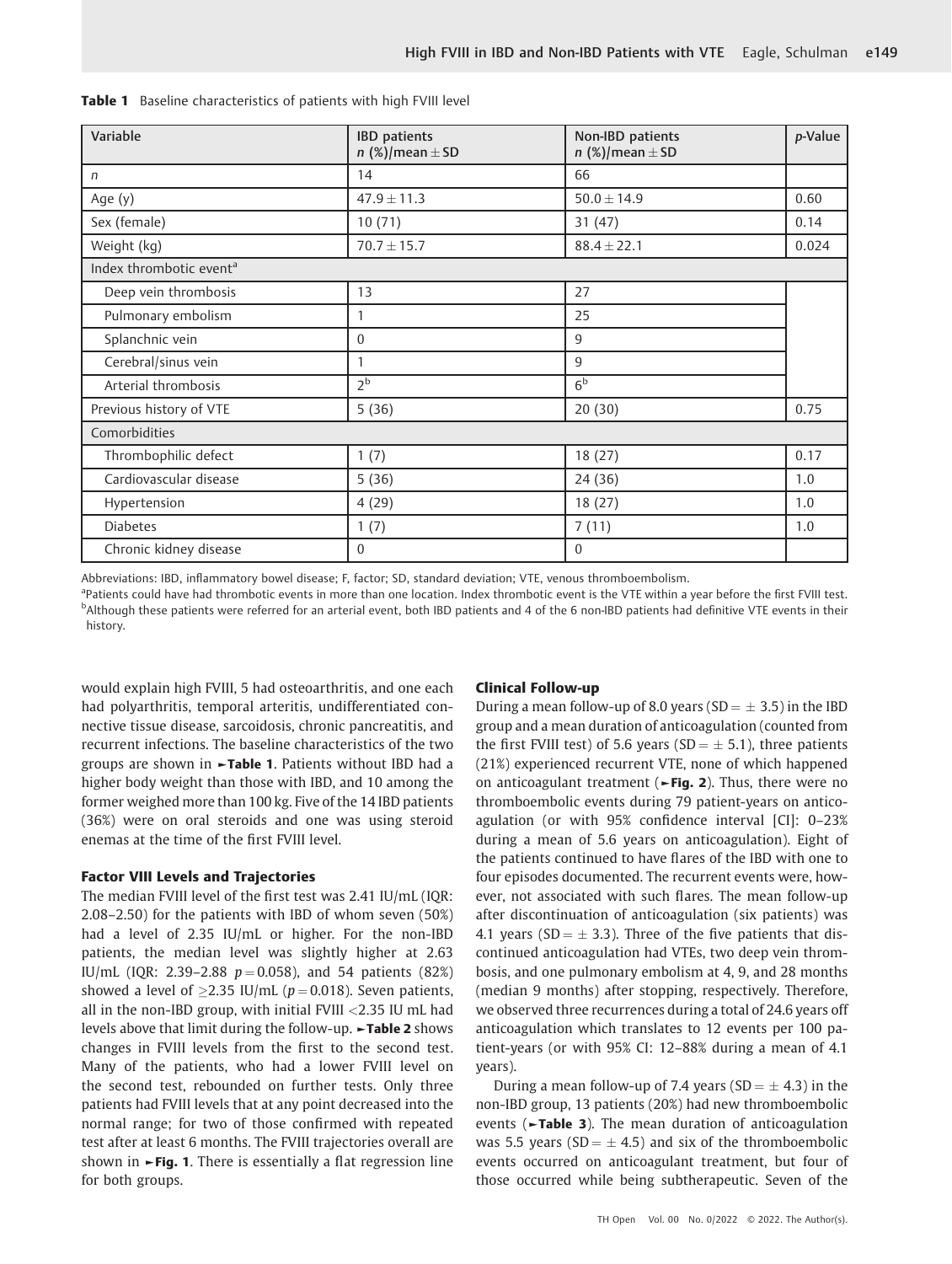**Table 1** Baseline characteristics of patients with high FVIII level

| Variable | IBD patients n (%)/mean ± SD | Non-IBD patients n (%)/mean ± SD | p-Value |
|---|---|---|---|
| n | 14 | 66 | |
| Age (y) | 47.9 ± 11.3 | 50.0 ± 14.9 | 0.60 |
| Sex (female) | 10 (71) | 31 (47) | 0.14 |
| Weight (kg) | 70.7 ± 15.7 | 88.4 ± 22.1 | 0.024 |
| Index thrombotic event[a] | | | |
| Deep vein thrombosis | 13 | 27 | |
| Pulmonary embolism | 1 | 25 | |
| Splanchnic vein | 0 | 9 | |
| Cerebral/sinus vein | 1 | 9 | |
| Arterial thrombosis | 2[b] | 6[b] | |
| Previous history of VTE | 5 (36) | 20 (30) | 0.75 |
| Comorbidities | | | |
| Thrombophilic defect | 1 (7) | 18 (27) | 0.17 |
| Cardiovascular disease | 5 (36) | 24 (36) | 1.0 |
| Hypertension | 4 (29) | 18 (27) | 1.0 |
| Diabetes | 1 (7) | 7 (11) | 1.0 |
| Chronic kidney disease | 0 | 0 | |

Abbreviations: IBD, inflammatory bowel disease; F, factor; SD, standard deviation; VTE, venous thromboembolism.

[a]Patients could have had thrombotic events in more than one location. Index thrombotic event is the VTE within a year before the first FVIII test.
[b]Although these patients were referred for an arterial event, both IBD patients and 4 of the 6 non-IBD patients had definitive VTE events in their history.

would explain high FVIII, 5 had osteoarthritis, and one each had polyarthritis, temporal arteritis, undifferentiated connective tissue disease, sarcoidosis, chronic pancreatitis, and recurrent infections. The baseline characteristics of the two groups are shown in ►**Table 1**. Patients without IBD had a higher body weight than those with IBD, and 10 among the former weighed more than 100 kg. Five of the 14 IBD patients (36%) were on oral steroids and one was using steroid enemas at the time of the first FVIII level.

### Factor VIII Levels and Trajectories

The median FVIII level of the first test was 2.41 IU/mL (IQR: 2.08–2.50) for the patients with IBD of whom seven (50%) had a level of 2.35 IU/mL or higher. For the non-IBD patients, the median level was slightly higher at 2.63 IU/mL (IQR: 2.39–2.88 $p = 0.058$), and 54 patients (82%) showed a level of $\geq$2.35 IU/mL ($p = 0.018$). Seven patients, all in the non-IBD group, with initial FVIII <2.35 IU mL had levels above that limit during the follow-up. ►**Table 2** shows changes in FVIII levels from the first to the second test. Many of the patients, who had a lower FVIII level on the second test, rebounded on further tests. Only three patients had FVIII levels that at any point decreased into the normal range; for two of those confirmed with repeated test after at least 6 months. The FVIII trajectories overall are shown in ►**Fig. 1**. There is essentially a flat regression line for both groups.

### Clinical Follow-up

During a mean follow-up of 8.0 years (SD = ± 3.5) in the IBD group and a mean duration of anticoagulation (counted from the first FVIII test) of 5.6 years (SD = ± 5.1), three patients (21%) experienced recurrent VTE, none of which happened on anticoagulant treatment (►**Fig. 2**). Thus, there were no thromboembolic events during 79 patient-years on anticoagulation (or with 95% confidence interval [CI]: 0–23% during a mean of 5.6 years on anticoagulation). Eight of the patients continued to have flares of the IBD with one to four episodes documented. The recurrent events were, however, not associated with such flares. The mean follow-up after discontinuation of anticoagulation (six patients) was 4.1 years (SD = ± 3.3). Three of the five patients that discontinued anticoagulation had VTEs, two deep vein thrombosis, and one pulmonary embolism at 4, 9, and 28 months (median 9 months) after stopping, respectively. Therefore, we observed three recurrences during a total of 24.6 years off anticoagulation which translates to 12 events per 100 patient-years (or with 95% CI: 12–88% during a mean of 4.1 years).

During a mean follow-up of 7.4 years (SD = ± 4.3) in the non-IBD group, 13 patients (20%) had new thromboembolic events (►**Table 3**). The mean duration of anticoagulation was 5.5 years (SD = ± 4.5) and six of the thromboembolic events occurred on anticoagulant treatment, but four of those occurred while being subtherapeutic. Seven of the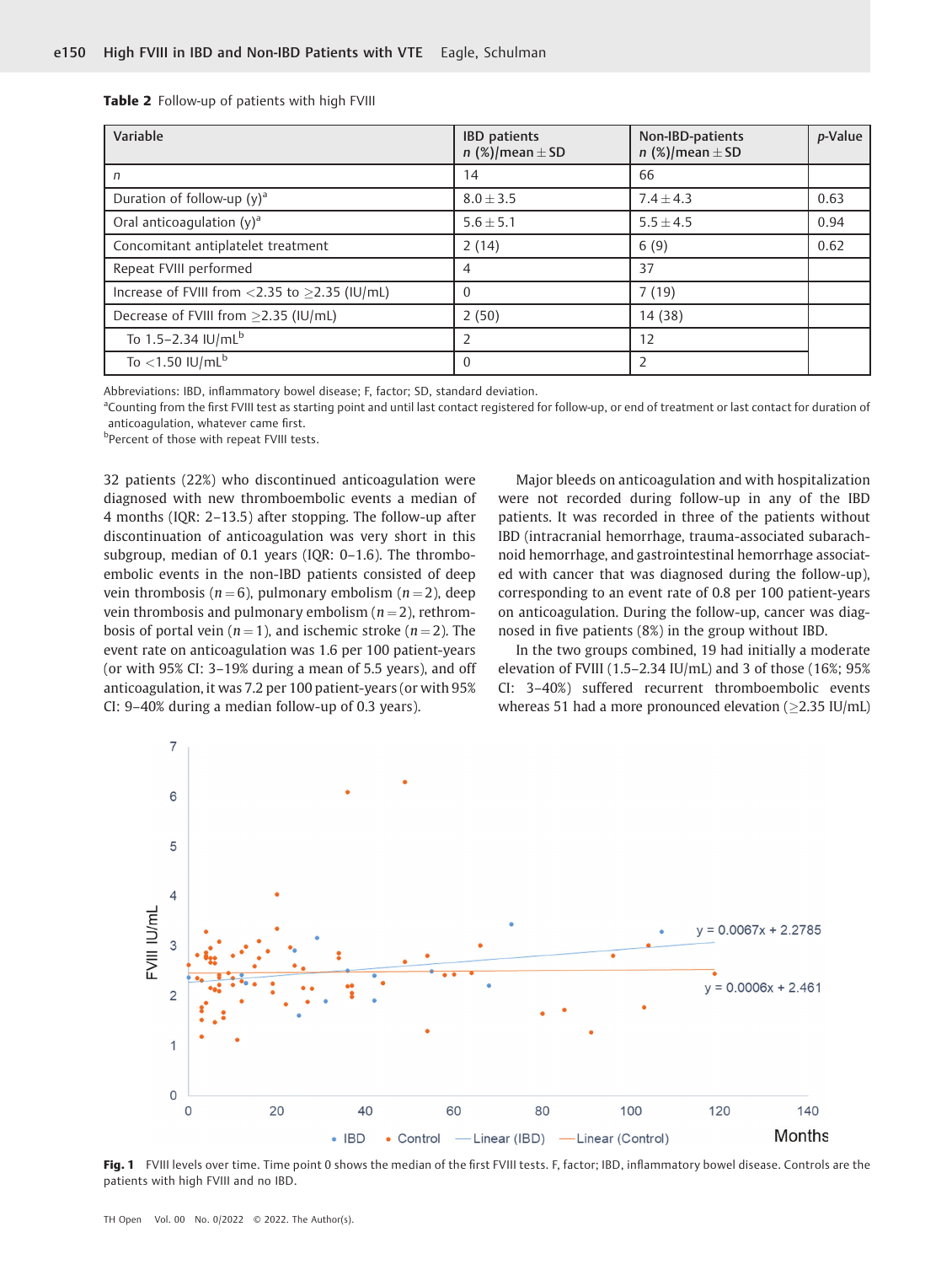**Table 2** Follow-up of patients with high FVIII

| Variable | IBD patients<br>n (%)/mean ± SD | Non-IBD-patients<br>n (%)/mean ± SD | p-Value |
|---|---|---|---|
| n | 14 | 66 | |
| Duration of follow-up (y)[a] | 8.0 ± 3.5 | 7.4 ± 4.3 | 0.63 |
| Oral anticoagulation (y)[a] | 5.6 ± 5.1 | 5.5 ± 4.5 | 0.94 |
| Concomitant antiplatelet treatment | 2 (14) | 6 (9) | 0.62 |
| Repeat FVIII performed | 4 | 37 | |
| Increase of FVIII from <2.35 to ≥2.35 (IU/mL) | 0 | 7 (19) | |
| Decrease of FVIII from ≥2.35 (IU/mL) | 2 (50) | 14 (38) | |
| To 1.5–2.34 IU/mL[b] | 2 | 12 | |
| To <1.50 IU/mL[b] | 0 | 2 | |

Abbreviations: IBD, inflammatory bowel disease; F, factor; SD, standard deviation.
[a]Counting from the first FVIII test as starting point and until last contact registered for follow-up, or end of treatment or last contact for duration of anticoagulation, whatever came first.
[b]Percent of those with repeat FVIII tests.

32 patients (22%) who discontinued anticoagulation were diagnosed with new thromboembolic events a median of 4 months (IQR: 2–13.5) after stopping. The follow-up after discontinuation of anticoagulation was very short in this subgroup, median of 0.1 years (IQR: 0–1.6). The thromboembolic events in the non-IBD patients consisted of deep vein thrombosis ($n = 6$), pulmonary embolism ($n = 2$), deep vein thrombosis and pulmonary embolism ($n = 2$), rethrombosis of portal vein ($n = 1$), and ischemic stroke ($n = 2$). The event rate on anticoagulation was 1.6 per 100 patient-years (or with 95% CI: 3–19% during a mean of 5.5 years), and off anticoagulation, it was 7.2 per 100 patient-years (or with 95% CI: 9–40% during a median follow-up of 0.3 years).

Major bleeds on anticoagulation and with hospitalization were not recorded during follow-up in any of the IBD patients. It was recorded in three of the patients without IBD (intracranial hemorrhage, trauma-associated subarachnoid hemorrhage, and gastrointestinal hemorrhage associated with cancer that was diagnosed during the follow-up), corresponding to an event rate of 0.8 per 100 patient-years on anticoagulation. During the follow-up, cancer was diagnosed in five patients (8%) in the group without IBD.

In the two groups combined, 19 had initially a moderate elevation of FVIII (1.5–2.34 IU/mL) and 3 of those (16%; 95% CI: 3–40%) suffered recurrent thromboembolic events whereas 51 had a more pronounced elevation (≥2.35 IU/mL)

**Fig. 1** FVIII levels over time. Time point 0 shows the median of the first FVIII tests. F, factor; IBD, inflammatory bowel disease. Controls are the patients with high FVIII and no IBD.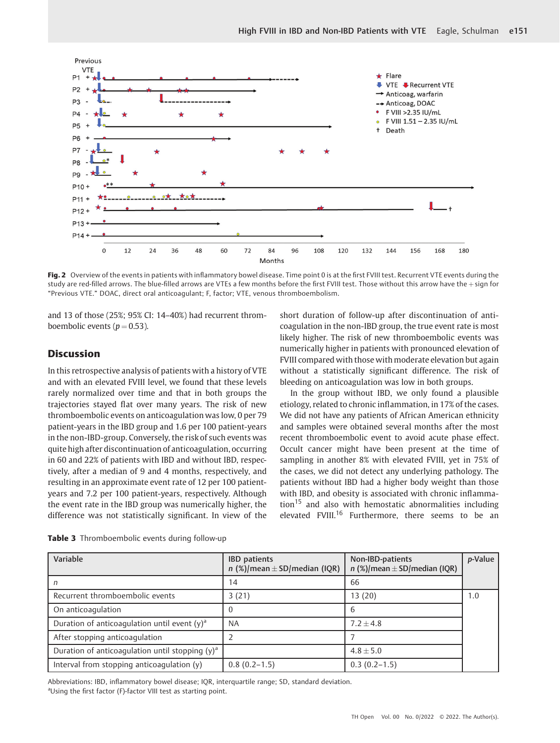Fig. 2 Overview of the events in patients with inflammatory bowel disease. Time point 0 is at the first FVIII test. Recurrent VTE events during the study are red-filled arrows. The blue-filled arrows are VTEs a few months before the first FVIII test. Those without this arrow have the + sign for "Previous VTE." DOAC, direct oral anticoagulant; F, factor; VTE, venous thromboembolism.

and 13 of those (25%; 95% CI: 14–40%) had recurrent thromboembolic events ($p = 0.53$).

## Discussion

In this retrospective analysis of patients with a history of VTE and with an elevated FVIII level, we found that these levels rarely normalized over time and that in both groups the trajectories stayed flat over many years. The risk of new thromboembolic events on anticoagulation was low, 0 per 79 patient-years in the IBD group and 1.6 per 100 patient-years in the non-IBD-group. Conversely, the risk of such events was quite high after discontinuation of anticoagulation, occurring in 60 and 22% of patients with IBD and without IBD, respectively, after a median of 9 and 4 months, respectively, and resulting in an approximate event rate of 12 per 100 patient-years and 7.2 per 100 patient-years, respectively. Although the event rate in the IBD group was numerically higher, the difference was not statistically significant. In view of the short duration of follow-up after discontinuation of anticoagulation in the non-IBD group, the true event rate is most likely higher. The risk of new thromboembolic events was numerically higher in patients with pronounced elevation of FVIII compared with those with moderate elevation but again without a statistically significant difference. The risk of bleeding on anticoagulation was low in both groups.

In the group without IBD, we only found a plausible etiology, related to chronic inflammation, in 17% of the cases. We did not have any patients of African American ethnicity and samples were obtained several months after the most recent thromboembolic event to avoid acute phase effect. Occult cancer might have been present at the time of sampling in another 8% with elevated FVIII, yet in 75% of the cases, we did not detect any underlying pathology. The patients without IBD had a higher body weight than those with IBD, and obesity is associated with chronic inflammation[15] and also with hemostatic abnormalities including elevated FVIII.[16] Furthermore, there seems to be an

Table 3 Thromboembolic events during follow-up

| Variable | IBD patients $n$ (%)/mean ± SD/median (IQR) | Non-IBD-patients $n$ (%)/mean ± SD/median (IQR) | $p$-Value |
|---|---|---|---|
| $n$ | 14 | 66 | |
| Recurrent thromboembolic events | 3 (21) | 13 (20) | 1.0 |
| On anticoagulation | 0 | 6 | |
| Duration of anticoagulation until event (y)[a] | NA | 7.2 ± 4.8 | |
| After stopping anticoagulation | 2 | 7 | |
| Duration of anticoagulation until stopping (y)[a] | | 4.8 ± 5.0 | |
| Interval from stopping anticoagulation (y) | 0.8 (0.2–1.5) | 0.3 (0.2–1.5) | |

Abbreviations: IBD, inflammatory bowel disease; IQR, interquartile range; SD, standard deviation.
[a]Using the first factor (F)-factor VIII test as starting point.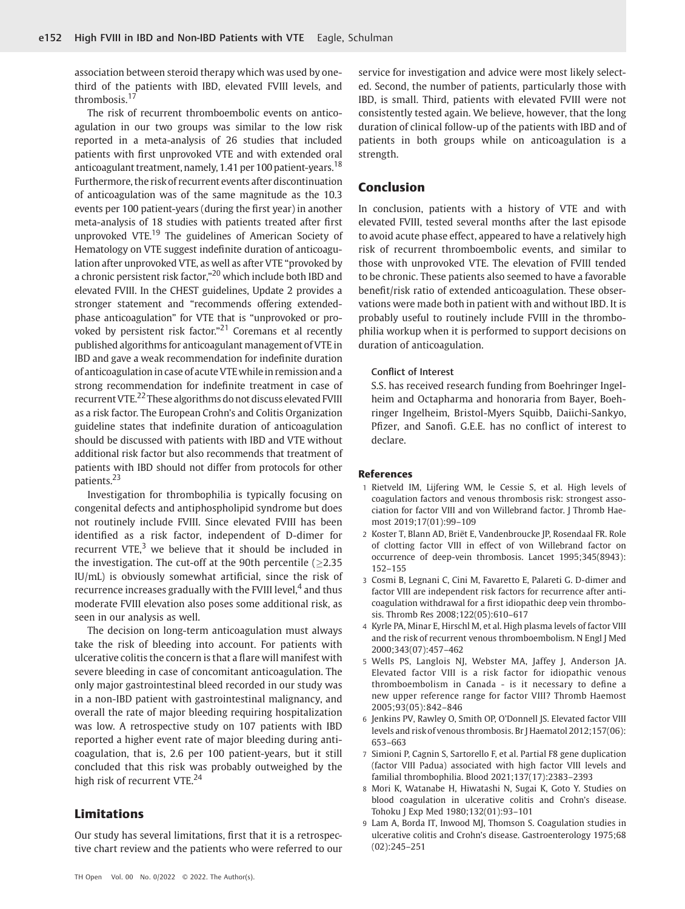association between steroid therapy which was used by one-third of the patients with IBD, elevated FVIII levels, and thrombosis.[17]

The risk of recurrent thromboembolic events on anticoagulation in our two groups was similar to the low risk reported in a meta-analysis of 26 studies that included patients with first unprovoked VTE and with extended oral anticoagulant treatment, namely, 1.41 per 100 patient-years.[18] Furthermore, the risk of recurrent events after discontinuation of anticoagulation was of the same magnitude as the 10.3 events per 100 patient-years (during the first year) in another meta-analysis of 18 studies with patients treated after first unprovoked VTE.[19] The guidelines of American Society of Hematology on VTE suggest indefinite duration of anticoagulation after unprovoked VTE, as well as after VTE "provoked by a chronic persistent risk factor,"[20] which include both IBD and elevated FVIII. In the CHEST guidelines, Update 2 provides a stronger statement and "recommends offering extended-phase anticoagulation" for VTE that is "unprovoked or provoked by persistent risk factor."[21] Coremans et al recently published algorithms for anticoagulant management of VTE in IBD and gave a weak recommendation for indefinite duration of anticoagulation in case of acute VTE while in remission and a strong recommendation for indefinite treatment in case of recurrent VTE.[22] These algorithms do not discuss elevated FVIII as a risk factor. The European Crohn's and Colitis Organization guideline states that indefinite duration of anticoagulation should be discussed with patients with IBD and VTE without additional risk factor but also recommends that treatment of patients with IBD should not differ from protocols for other patients.[23]

Investigation for thrombophilia is typically focusing on congenital defects and antiphospholipid syndrome but does not routinely include FVIII. Since elevated FVIII has been identified as a risk factor, independent of D-dimer for recurrent VTE,[3] we believe that it should be included in the investigation. The cut-off at the 90th percentile ($\geq$2.35 IU/mL) is obviously somewhat artificial, since the risk of recurrence increases gradually with the FVIII level,[4] and thus moderate FVIII elevation also poses some additional risk, as seen in our analysis as well.

The decision on long-term anticoagulation must always take the risk of bleeding into account. For patients with ulcerative colitis the concern is that a flare will manifest with severe bleeding in case of concomitant anticoagulation. The only major gastrointestinal bleed recorded in our study was in a non-IBD patient with gastrointestinal malignancy, and overall the rate of major bleeding requiring hospitalization was low. A retrospective study on 107 patients with IBD reported a higher event rate of major bleeding during anticoagulation, that is, 2.6 per 100 patient-years, but it still concluded that this risk was probably outweighed by the high risk of recurrent VTE.[24]

## Limitations

Our study has several limitations, first that it is a retrospective chart review and the patients who were referred to our service for investigation and advice were most likely selected. Second, the number of patients, particularly those with IBD, is small. Third, patients with elevated FVIII were not consistently tested again. We believe, however, that the long duration of clinical follow-up of the patients with IBD and of patients in both groups while on anticoagulation is a strength.

## Conclusion

In conclusion, patients with a history of VTE and with elevated FVIII, tested several months after the last episode to avoid acute phase effect, appeared to have a relatively high risk of recurrent thromboembolic events, and similar to those with unprovoked VTE. The elevation of FVIII tended to be chronic. These patients also seemed to have a favorable benefit/risk ratio of extended anticoagulation. These observations were made both in patient with and without IBD. It is probably useful to routinely include FVIII in the thrombophilia workup when it is performed to support decisions on duration of anticoagulation.

### Conflict of Interest

S.S. has received research funding from Boehringer Ingelheim and Octapharma and honoraria from Bayer, Boehringer Ingelheim, Bristol-Myers Squibb, Daiichi-Sankyo, Pfizer, and Sanofi. G.E.E. has no conflict of interest to declare.

## References

1 Rietveld IM, Lijfering WM, le Cessie S, et al. High levels of coagulation factors and venous thrombosis risk: strongest association for factor VIII and von Willebrand factor. J Thromb Haemost 2019;17(01):99–109

2 Koster T, Blann AD, Briët E, Vandenbroucke JP, Rosendaal FR. Role of clotting factor VIII in effect of von Willebrand factor on occurrence of deep-vein thrombosis. Lancet 1995;345(8943):152–155

3 Cosmi B, Legnani C, Cini M, Favaretto E, Palareti G. D-dimer and factor VIII are independent risk factors for recurrence after anticoagulation withdrawal for a first idiopathic deep vein thrombosis. Thromb Res 2008;122(05):610–617

4 Kyrle PA, Minar E, Hirschl M, et al. High plasma levels of factor VIII and the risk of recurrent venous thromboembolism. N Engl J Med 2000;343(07):457–462

5 Wells PS, Langlois NJ, Webster MA, Jaffey J, Anderson JA. Elevated factor VIII is a risk factor for idiopathic venous thromboembolism in Canada - is it necessary to define a new upper reference range for factor VIII? Thromb Haemost 2005;93(05):842–846

6 Jenkins PV, Rawley O, Smith OP, O'Donnell JS. Elevated factor VIII levels and risk of venous thrombosis. Br J Haematol 2012;157(06):653–663

7 Simioni P, Cagnin S, Sartorello F, et al. Partial F8 gene duplication (factor VIII Padua) associated with high factor VIII levels and familial thrombophilia. Blood 2021;137(17):2383–2393

8 Mori K, Watanabe H, Hiwatashi N, Sugai K, Goto Y. Studies on blood coagulation in ulcerative colitis and Crohn's disease. Tohoku J Exp Med 1980;132(01):93–101

9 Lam A, Borda IT, Inwood MJ, Thomson S. Coagulation studies in ulcerative colitis and Crohn's disease. Gastroenterology 1975;68(02):245–251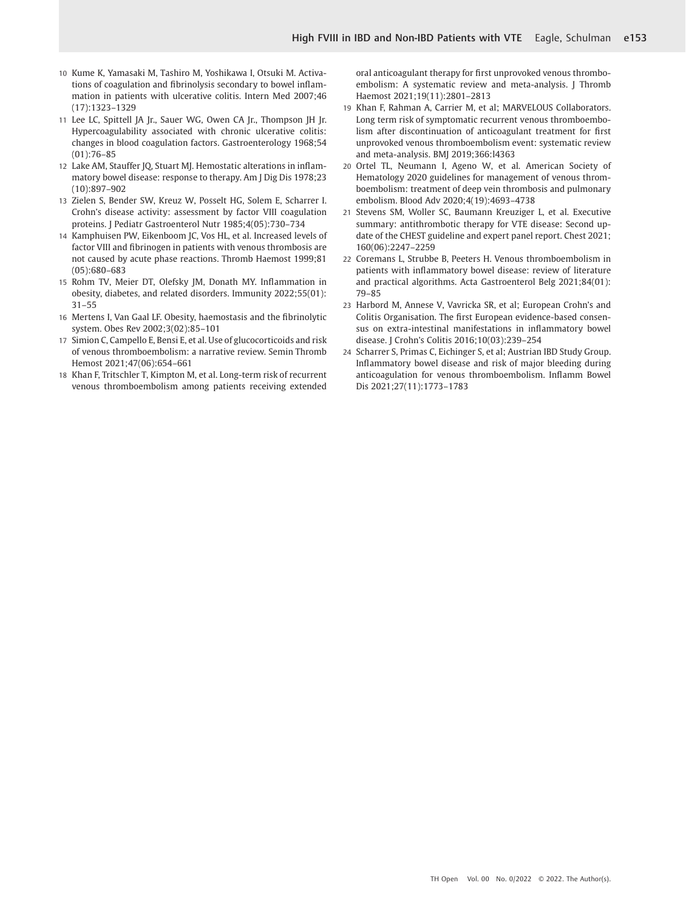10 Kume K, Yamasaki M, Tashiro M, Yoshikawa I, Otsuki M. Activations of coagulation and fibrinolysis secondary to bowel inflammation in patients with ulcerative colitis. Intern Med 2007;46 (17):1323–1329

11 Lee LC, Spittell JA Jr., Sauer WG, Owen CA Jr., Thompson JH Jr. Hypercoagulability associated with chronic ulcerative colitis: changes in blood coagulation factors. Gastroenterology 1968;54 (01):76–85

12 Lake AM, Stauffer JQ, Stuart MJ. Hemostatic alterations in inflammatory bowel disease: response to therapy. Am J Dig Dis 1978;23 (10):897–902

13 Zielen S, Bender SW, Kreuz W, Posselt HG, Solem E, Scharrer I. Crohn's disease activity: assessment by factor VIII coagulation proteins. J Pediatr Gastroenterol Nutr 1985;4(05):730–734

14 Kamphuisen PW, Eikenboom JC, Vos HL, et al. Increased levels of factor VIII and fibrinogen in patients with venous thrombosis are not caused by acute phase reactions. Thromb Haemost 1999;81 (05):680–683

15 Rohm TV, Meier DT, Olefsky JM, Donath MY. Inflammation in obesity, diabetes, and related disorders. Immunity 2022;55(01): 31–55

16 Mertens I, Van Gaal LF. Obesity, haemostasis and the fibrinolytic system. Obes Rev 2002;3(02):85–101

17 Simion C, Campello E, Bensi E, et al. Use of glucocorticoids and risk of venous thromboembolism: a narrative review. Semin Thromb Hemost 2021;47(06):654–661

18 Khan F, Tritschler T, Kimpton M, et al. Long-term risk of recurrent venous thromboembolism among patients receiving extended oral anticoagulant therapy for first unprovoked venous thromboembolism: A systematic review and meta-analysis. J Thromb Haemost 2021;19(11):2801–2813

19 Khan F, Rahman A, Carrier M, et al; MARVELOUS Collaborators. Long term risk of symptomatic recurrent venous thromboembolism after discontinuation of anticoagulant treatment for first unprovoked venous thromboembolism event: systematic review and meta-analysis. BMJ 2019;366:l4363

20 Ortel TL, Neumann I, Ageno W, et al. American Society of Hematology 2020 guidelines for management of venous thromboembolism: treatment of deep vein thrombosis and pulmonary embolism. Blood Adv 2020;4(19):4693–4738

21 Stevens SM, Woller SC, Baumann Kreuziger L, et al. Executive summary: antithrombotic therapy for VTE disease: Second update of the CHEST guideline and expert panel report. Chest 2021; 160(06):2247–2259

22 Coremans L, Strubbe B, Peeters H. Venous thromboembolism in patients with inflammatory bowel disease: review of literature and practical algorithms. Acta Gastroenterol Belg 2021;84(01): 79–85

23 Harbord M, Annese V, Vavricka SR, et al; European Crohn's and Colitis Organisation. The first European evidence-based consensus on extra-intestinal manifestations in inflammatory bowel disease. J Crohn's Colitis 2016;10(03):239–254

24 Scharrer S, Primas C, Eichinger S, et al; Austrian IBD Study Group. Inflammatory bowel disease and risk of major bleeding during anticoagulation for venous thromboembolism. Inflamm Bowel Dis 2021;27(11):1773–1783